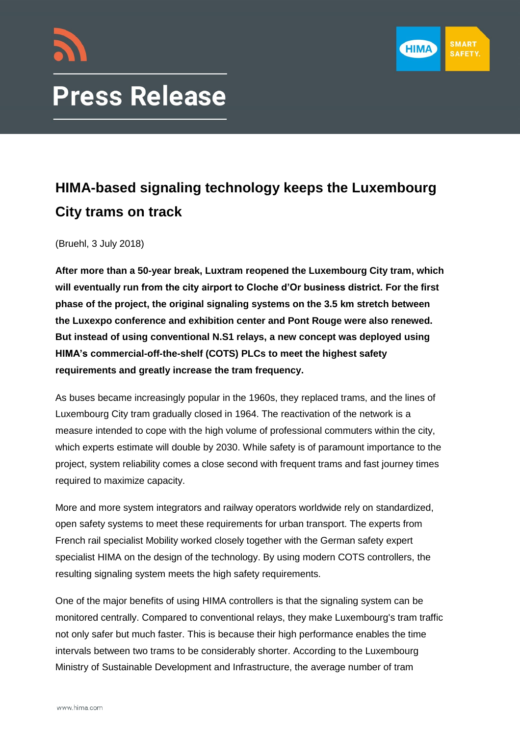# Press Release

## HIMA-based signaling technology keeps the Luxembourg City trams on track

(Bruehl, 3 July 2018)

**After more than a 50-year break, Luxtram reopened the Luxembourg City tram, which will eventually run from the city airport to Cloche d'Or business district. For the first phase of the project, the original signaling systems on the 3.5 km stretch between the Luxexpo conference and exhibition center and Pont Rouge were also renewed. But instead of using conventional N.S1 relays, a new concept was deployed using HIMA's commercial-off-the-shelf (COTS) PLCs to meet the highest safety requirements and greatly increase the tram frequency.**

As buses became increasingly popular in the 1960s, they replaced trams, and the lines of Luxembourg City tram gradually closed in 1964. The reactivation of the network is a measure intended to cope with the high volume of professional commuters within the city, which experts estimate will double by 2030. While safety is of paramount importance to the project, system reliability comes a close second with frequent trams and fast journey times required to maximize capacity.

More and more system integrators and railway operators worldwide rely on standardized, open safety systems to meet these requirements for urban transport. The experts from French rail specialist Mobility worked closely together with the German safety expert specialist HIMA on the design of the technology. By using modern COTS controllers, the resulting signaling system meets the high safety requirements.

One of the major benefits of using HIMA controllers is that the signaling system can be monitored centrally. Compared to conventional relays, they make Luxembourg's tram traffic not only safer but much faster. This is because their high performance enables the time intervals between two trams to be considerably shorter. According to the Luxembourg Ministry of Sustainable Development and Infrastructure, the average number of tram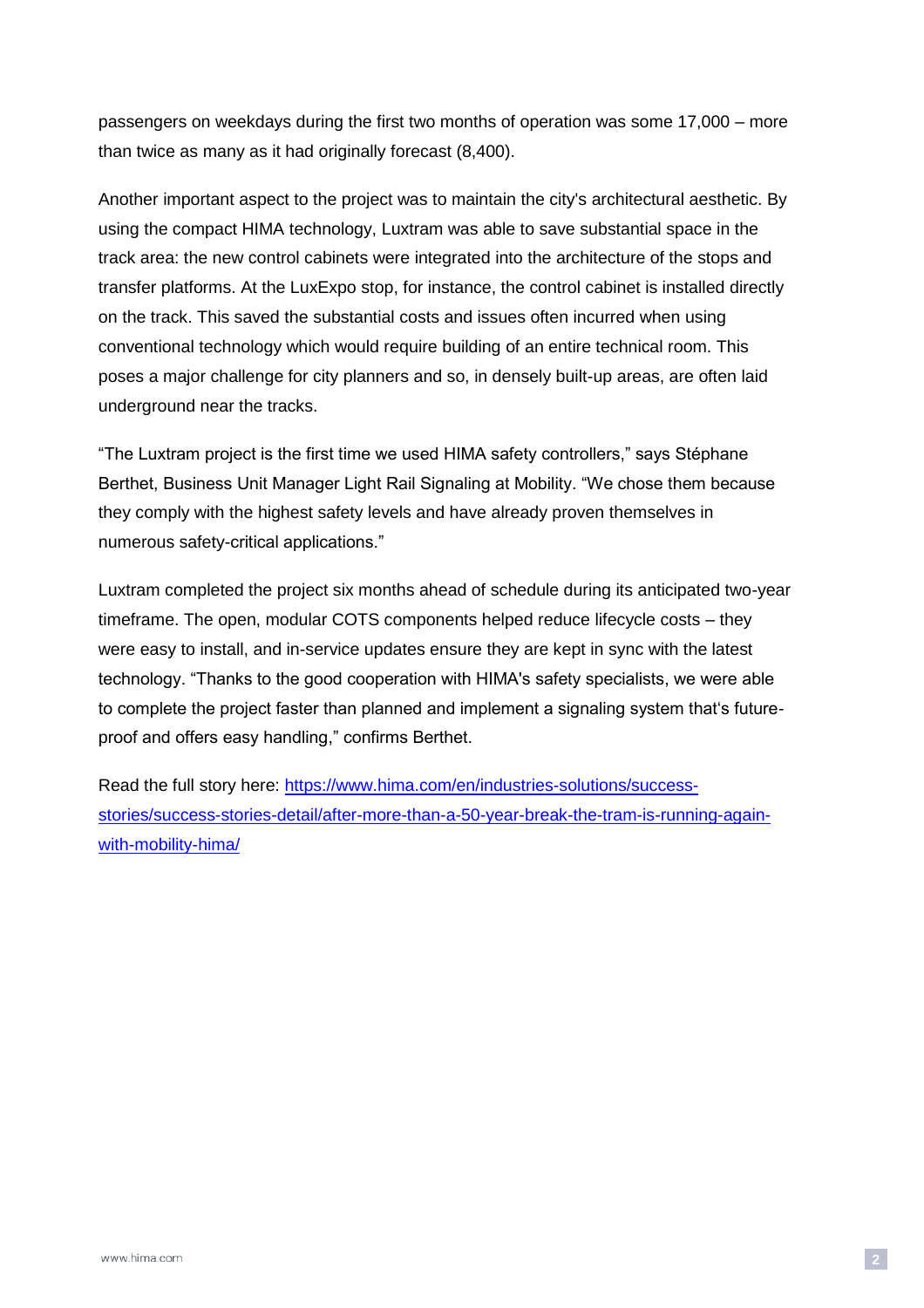passengers on weekdays during the first two months of operation was some 17,000 – more than twice as many as it had originally forecast (8,400).

Another important aspect to the project was to maintain the city's architectural aesthetic. By using the compact HIMA technology, Luxtram was able to save substantial space in the track area: the new control cabinets were integrated into the architecture of the stops and transfer platforms. At the LuxExpo stop, for instance, the control cabinet is installed directly on the track. This saved the substantial costs and issues often incurred when using conventional technology which would require building of an entire technical room. This poses a major challenge for city planners and so, in densely built-up areas, are often laid underground near the tracks.

“The Luxtram project is the first time we used HIMA safety controllers,” says Stéphane Berthet, Business Unit Manager Light Rail Signaling at Mobility. “We chose them because they comply with the highest safety levels and have already proven themselves in numerous safety-critical applications.”

Luxtram completed the project six months ahead of schedule during its anticipated two-year timeframe. The open, modular COTS components helped reduce lifecycle costs – they were easy to install, and in-service updates ensure they are kept in sync with the latest technology. “Thanks to the good cooperation with HIMA's safety specialists, we were able to complete the project faster than planned and implement a signaling system that's future-proof and offers easy handling,” confirms Berthet.

Read the full story here: [https://www.hima.com/en/industries-solutions/success-stories/success-stories-detail/after-more-than-a-50-year-break-the-tram-is-running-again-with-mobility-hima/](https://www.hima.com/en/industries-solutions/success-stories/success-stories-detail/after-more-than-a-50-year-break-the-tram-is-running-again-with-mobility-hima/)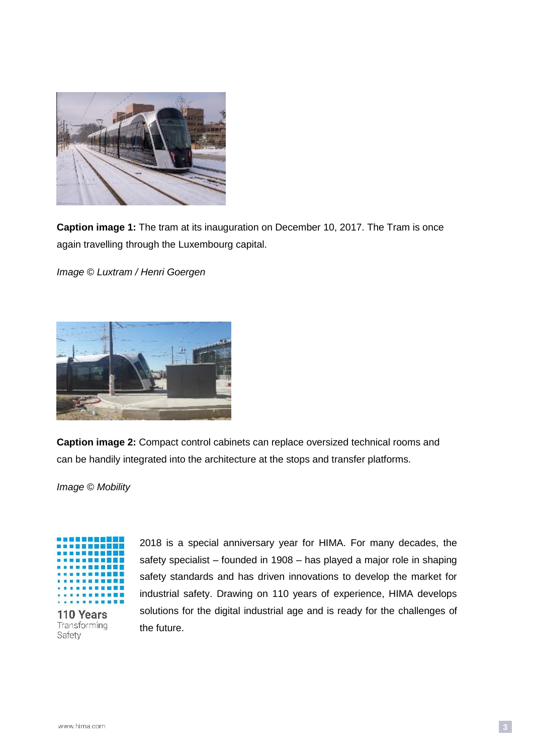**Caption image 1:** The tram at its inauguration on December 10, 2017. The Tram is once again travelling through the Luxembourg capital.

*Image © Luxtram / Henri Goergen*

**Caption image 2:** Compact control cabinets can replace oversized technical rooms and can be handily integrated into the architecture at the stops and transfer platforms.

*Image © Mobility*

110 Years
Transforming
Safety

2018 is a special anniversary year for HIMA. For many decades, the safety specialist – founded in 1908 – has played a major role in shaping safety standards and has driven innovations to develop the market for industrial safety. Drawing on 110 years of experience, HIMA develops solutions for the digital industrial age and is ready for the challenges of the future.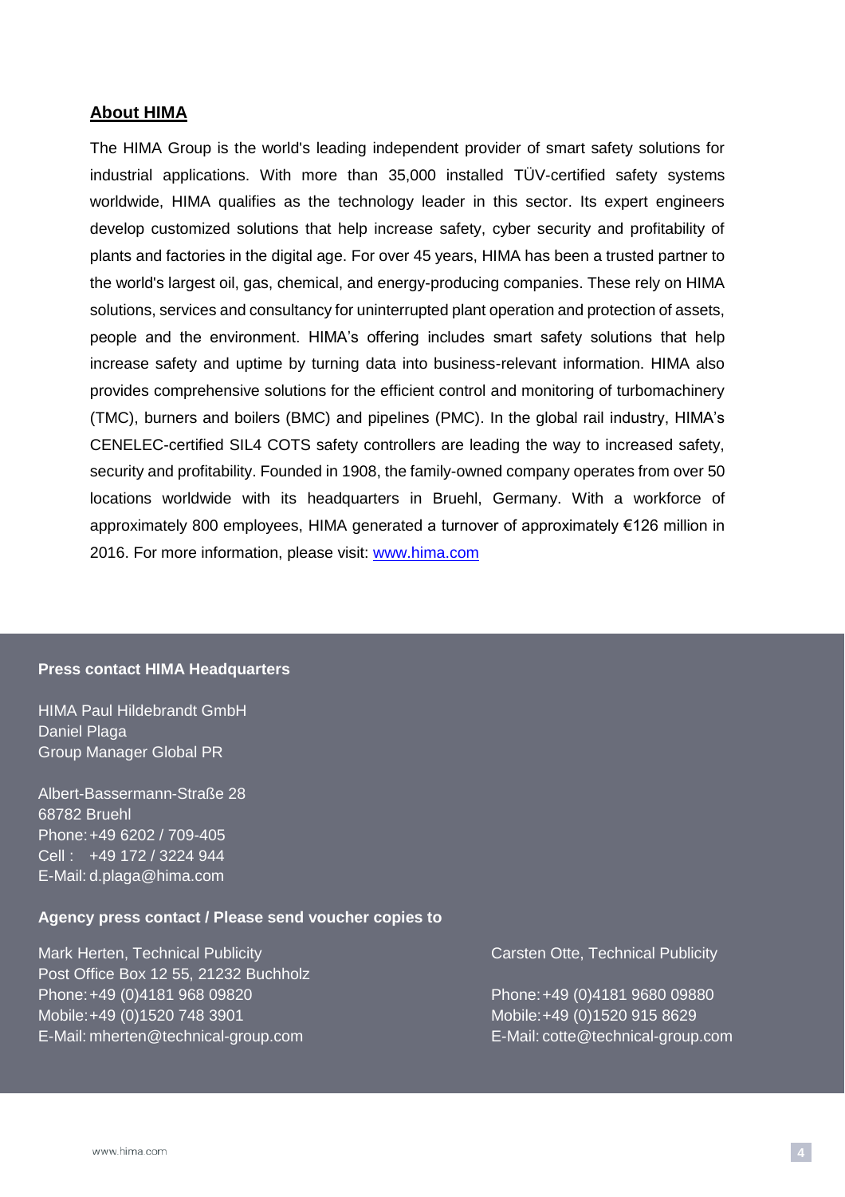## About HIMA

The HIMA Group is the world's leading independent provider of smart safety solutions for industrial applications. With more than 35,000 installed TÜV-certified safety systems worldwide, HIMA qualifies as the technology leader in this sector. Its expert engineers develop customized solutions that help increase safety, cyber security and profitability of plants and factories in the digital age. For over 45 years, HIMA has been a trusted partner to the world's largest oil, gas, chemical, and energy-producing companies. These rely on HIMA solutions, services and consultancy for uninterrupted plant operation and protection of assets, people and the environment. HIMA's offering includes smart safety solutions that help increase safety and uptime by turning data into business-relevant information. HIMA also provides comprehensive solutions for the efficient control and monitoring of turbomachinery (TMC), burners and boilers (BMC) and pipelines (PMC). In the global rail industry, HIMA's CENELEC-certified SIL4 COTS safety controllers are leading the way to increased safety, security and profitability. Founded in 1908, the family-owned company operates from over 50 locations worldwide with its headquarters in Bruehl, Germany. With a workforce of approximately 800 employees, HIMA generated a turnover of approximately €126 million in 2016. For more information, please visit: [www.hima.com](www.hima.com)

**Press contact HIMA Headquarters**

HIMA Paul Hildebrandt GmbH
Daniel Plaga
Group Manager Global PR

Albert-Bassermann-Straße 28
68782 Bruehl
Phone: +49 6202 / 709-405
Cell : +49 172 / 3224 944
E-Mail: d.plaga@hima.com

**Agency press contact / Please send voucher copies to**

Mark Herten, Technical Publicity
Post Office Box 12 55, 21232 Buchholz
Phone: +49 (0)4181 968 09820
Mobile: +49 (0)1520 748 3901
E-Mail: mherten@technical-group.com

Carsten Otte, Technical Publicity

Phone: +49 (0)4181 9680 09880
Mobile: +49 (0)1520 915 8629
E-Mail: cotte@technical-group.com